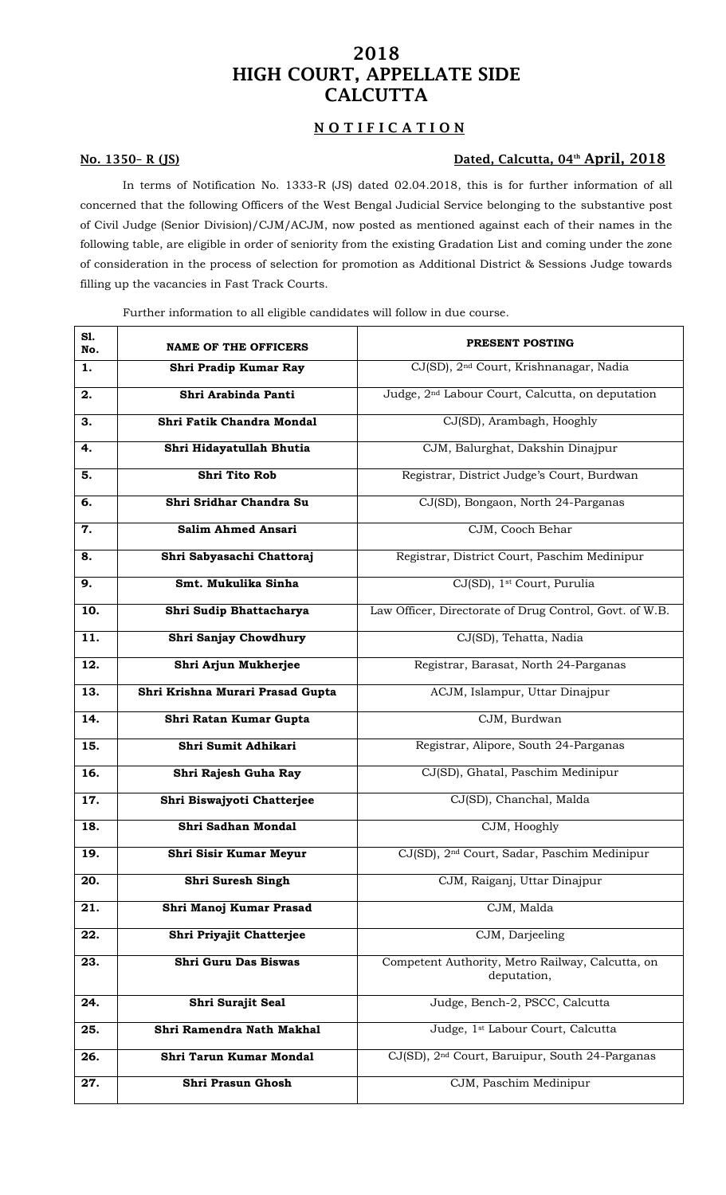# 2018
# HIGH COURT, APPELLATE SIDE
# CALCUTTA

## NOTIFICATION

**No. 1350– R (JS)** **Dated, Calcutta, 04th April, 2018**

In terms of Notification No. 1333-R (JS) dated 02.04.2018, this is for further information of all concerned that the following Officers of the West Bengal Judicial Service belonging to the substantive post of Civil Judge (Senior Division)/CJM/ACJM, now posted as mentioned against each of their names in the following table, are eligible in order of seniority from the existing Gradation List and coming under the zone of consideration in the process of selection for promotion as Additional District & Sessions Judge towards filling up the vacancies in Fast Track Courts.

Further information to all eligible candidates will follow in due course.

| Sl. No. | NAME OF THE OFFICERS | PRESENT POSTING |
|---|---|---|
| 1. | Shri Pradip Kumar Ray | CJ(SD), 2nd Court, Krishnanagar, Nadia |
| 2. | Shri Arabinda Panti | Judge, 2nd Labour Court, Calcutta, on deputation |
| 3. | Shri Fatik Chandra Mondal | CJ(SD), Arambagh, Hooghly |
| 4. | Shri Hidayatullah Bhutia | CJM, Balurghat, Dakshin Dinajpur |
| 5. | Shri Tito Rob | Registrar, District Judge's Court, Burdwan |
| 6. | Shri Sridhar Chandra Su | CJ(SD), Bongaon, North 24-Parganas |
| 7. | Salim Ahmed Ansari | CJM, Cooch Behar |
| 8. | Shri Sabyasachi Chattoraj | Registrar, District Court, Paschim Medinipur |
| 9. | Smt. Mukulika Sinha | CJ(SD), 1st Court, Purulia |
| 10. | Shri Sudip Bhattacharya | Law Officer, Directorate of Drug Control, Govt. of W.B. |
| 11. | Shri Sanjay Chowdhury | CJ(SD), Tehatta, Nadia |
| 12. | Shri Arjun Mukherjee | Registrar, Barasat, North 24-Parganas |
| 13. | Shri Krishna Murari Prasad Gupta | ACJM, Islampur, Uttar Dinajpur |
| 14. | Shri Ratan Kumar Gupta | CJM, Burdwan |
| 15. | Shri Sumit Adhikari | Registrar, Alipore, South 24-Parganas |
| 16. | Shri Rajesh Guha Ray | CJ(SD), Ghatal, Paschim Medinipur |
| 17. | Shri Biswajyoti Chatterjee | CJ(SD), Chanchal, Malda |
| 18. | Shri Sadhan Mondal | CJM, Hooghly |
| 19. | Shri Sisir Kumar Meyur | CJ(SD), 2nd Court, Sadar, Paschim Medinipur |
| 20. | Shri Suresh Singh | CJM, Raiganj, Uttar Dinajpur |
| 21. | Shri Manoj Kumar Prasad | CJM, Malda |
| 22. | Shri Priyajit Chatterjee | CJM, Darjeeling |
| 23. | Shri Guru Das Biswas | Competent Authority, Metro Railway, Calcutta, on deputation, |
| 24. | Shri Surajit Seal | Judge, Bench-2, PSCC, Calcutta |
| 25. | Shri Ramendra Nath Makhal | Judge, 1st Labour Court, Calcutta |
| 26. | Shri Tarun Kumar Mondal | CJ(SD), 2nd Court, Baruipur, South 24-Parganas |
| 27. | Shri Prasun Ghosh | CJM, Paschim Medinipur |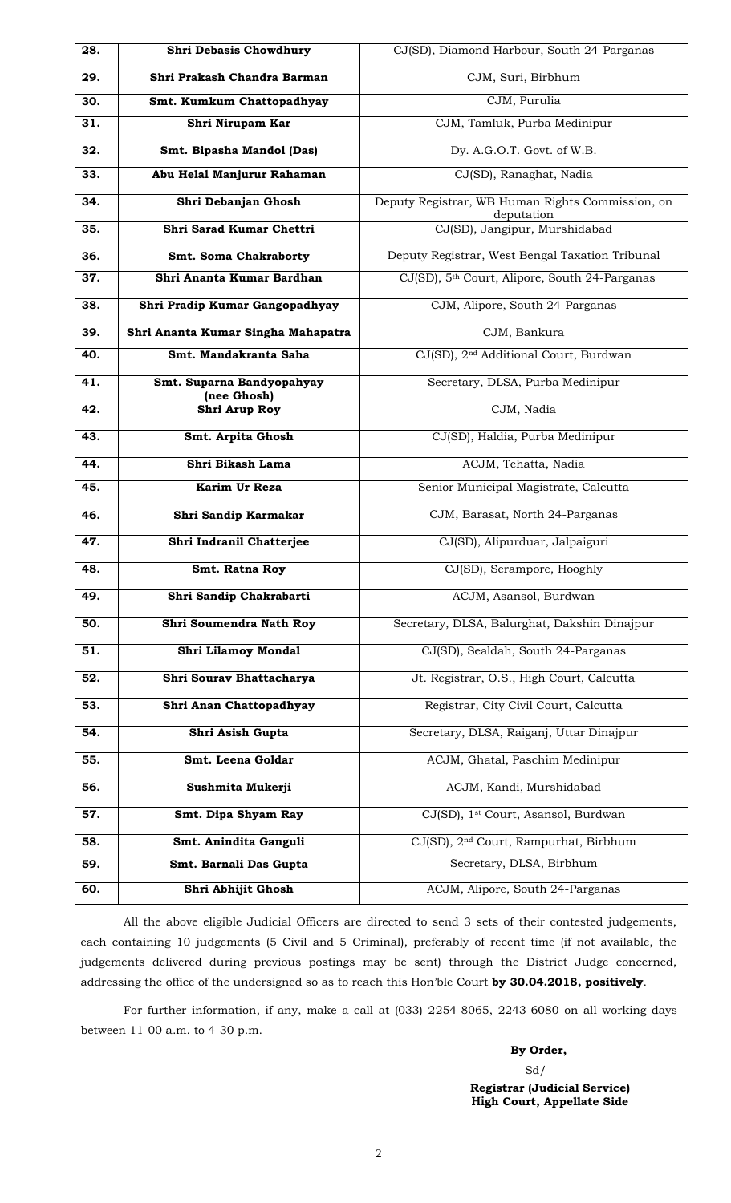| | | |
|---|---|---|
| **28.** | **Shri Debasis Chowdhury** | CJ(SD), Diamond Harbour, South 24-Parganas |
| **29.** | **Shri Prakash Chandra Barman** | CJM, Suri, Birbhum |
| **30.** | **Smt. Kumkum Chattopadhyay** | CJM, Purulia |
| **31.** | **Shri Nirupam Kar** | CJM, Tamluk, Purba Medinipur |
| **32.** | **Smt. Bipasha Mandol (Das)** | Dy. A.G.O.T. Govt. of W.B. |
| **33.** | **Abu Helal Manjurur Rahaman** | CJ(SD), Ranaghat, Nadia |
| **34.** | **Shri Debanjan Ghosh** | Deputy Registrar, WB Human Rights Commission, on deputation |
| **35.** | **Shri Sarad Kumar Chettri** | CJ(SD), Jangipur, Murshidabad |
| **36.** | **Smt. Soma Chakraborty** | Deputy Registrar, West Bengal Taxation Tribunal |
| **37.** | **Shri Ananta Kumar Bardhan** | CJ(SD), 5th Court, Alipore, South 24-Parganas |
| **38.** | **Shri Pradip Kumar Gangopadhyay** | CJM, Alipore, South 24-Parganas |
| **39.** | **Shri Ananta Kumar Singha Mahapatra** | CJM, Bankura |
| **40.** | **Smt. Mandakranta Saha** | CJ(SD), 2nd Additional Court, Burdwan |
| **41.** | **Smt. Suparna Bandyopahyay (nee Ghosh)** | Secretary, DLSA, Purba Medinipur |
| **42.** | **Shri Arup Roy** | CJM, Nadia |
| **43.** | **Smt. Arpita Ghosh** | CJ(SD), Haldia, Purba Medinipur |
| **44.** | **Shri Bikash Lama** | ACJM, Tehatta, Nadia |
| **45.** | **Karim Ur Reza** | Senior Municipal Magistrate, Calcutta |
| **46.** | **Shri Sandip Karmakar** | CJM, Barasat, North 24-Parganas |
| **47.** | **Shri Indranil Chatterjee** | CJ(SD), Alipurduar, Jalpaiguri |
| **48.** | **Smt. Ratna Roy** | CJ(SD), Serampore, Hooghly |
| **49.** | **Shri Sandip Chakrabarti** | ACJM, Asansol, Burdwan |
| **50.** | **Shri Soumendra Nath Roy** | Secretary, DLSA, Balurghat, Dakshin Dinajpur |
| **51.** | **Shri Lilamoy Mondal** | CJ(SD), Sealdah, South 24-Parganas |
| **52.** | **Shri Sourav Bhattacharya** | Jt. Registrar, O.S., High Court, Calcutta |
| **53.** | **Shri Anan Chattopadhyay** | Registrar, City Civil Court, Calcutta |
| **54.** | **Shri Asish Gupta** | Secretary, DLSA, Raiganj, Uttar Dinajpur |
| **55.** | **Smt. Leena Goldar** | ACJM, Ghatal, Paschim Medinipur |
| **56.** | **Sushmita Mukerji** | ACJM, Kandi, Murshidabad |
| **57.** | **Smt. Dipa Shyam Ray** | CJ(SD), 1st Court, Asansol, Burdwan |
| **58.** | **Smt. Anindita Ganguli** | CJ(SD), 2nd Court, Rampurhat, Birbhum |
| **59.** | **Smt. Barnali Das Gupta** | Secretary, DLSA, Birbhum |
| **60.** | **Shri Abhijit Ghosh** | ACJM, Alipore, South 24-Parganas |

All the above eligible Judicial Officers are directed to send 3 sets of their contested judgements, each containing 10 judgements (5 Civil and 5 Criminal), preferably of recent time (if not available, the judgements delivered during previous postings may be sent) through the District Judge concerned, addressing the office of the undersigned so as to reach this Hon'ble Court **by 30.04.2018, positively**.

For further information, if any, make a call at (033) 2254-8065, 2243-6080 on all working days between 11-00 a.m. to 4-30 p.m.

**By Order,**

Sd/-

**Registrar (Judicial Service)**
**High Court, Appellate Side**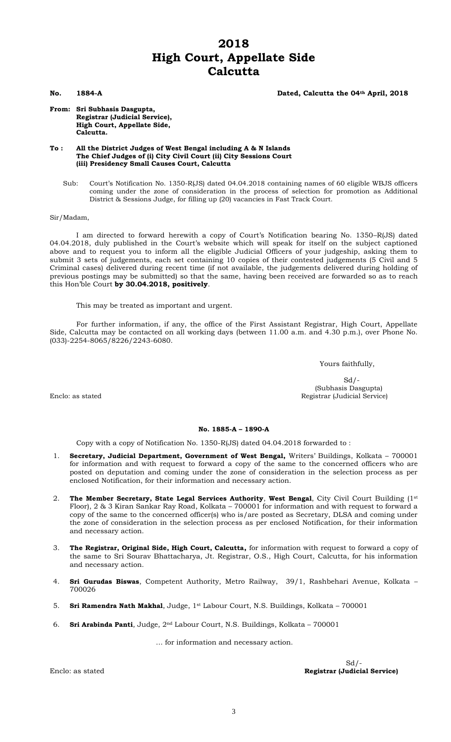# 2018
# High Court, Appellate Side
# Calcutta

**No. 1884-A** **Dated, Calcutta the 04th April, 2018**

**From: Sri Subhasis Dasgupta,**
**Registrar (Judicial Service),**
**High Court, Appellate Side,**
**Calcutta.**

**To : All the District Judges of West Bengal including A & N Islands**
**The Chief Judges of (i) City Civil Court (ii) City Sessions Court**
**(iii) Presidency Small Causes Court, Calcutta**

Sub: Court's Notification No. 1350-R(JS) dated 04.04.2018 containing names of 60 eligible WBJS officers coming under the zone of consideration in the process of selection for promotion as Additional District & Sessions Judge, for filling up (20) vacancies in Fast Track Court.

Sir/Madam,

I am directed to forward herewith a copy of Court's Notification bearing No. 1350–R(JS) dated 04.04.2018, duly published in the Court's website which will speak for itself on the subject captioned above and to request you to inform all the eligible Judicial Officers of your judgeship, asking them to submit 3 sets of judgements, each set containing 10 copies of their contested judgements (5 Civil and 5 Criminal cases) delivered during recent time (if not available, the judgements delivered during holding of previous postings may be submitted) so that the same, having been received are forwarded so as to reach this Hon'ble Court **by 30.04.2018, positively**.

This may be treated as important and urgent.

For further information, if any, the office of the First Assistant Registrar, High Court, Appellate Side, Calcutta may be contacted on all working days (between 11.00 a.m. and 4.30 p.m.), over Phone No. (033)-2254-8065/8226/2243-6080.

Yours faithfully,

Sd/-
(Subhasis Dasgupta)
Registrar (Judicial Service)

Enclo: as stated

**No. 1885-A – 1890-A**

Copy with a copy of Notification No. 1350-R(JS) dated 04.04.2018 forwarded to :

1. **Secretary, Judicial Department, Government of West Bengal,** Writers' Buildings, Kolkata – 700001 for information and with request to forward a copy of the same to the concerned officers who are posted on deputation and coming under the zone of consideration in the selection process as per enclosed Notification, for their information and necessary action.
2. **The Member Secretary, State Legal Services Authority**, **West Bengal**, City Civil Court Building (1st Floor), 2 & 3 Kiran Sankar Ray Road, Kolkata – 700001 for information and with request to forward a copy of the same to the concerned officer(s) who is/are posted as Secretary, DLSA and coming under the zone of consideration in the selection process as per enclosed Notification, for their information and necessary action.
3. **The Registrar, Original Side, High Court, Calcutta,** for information with request to forward a copy of the same to Sri Sourav Bhattacharya, Jt. Registrar, O.S., High Court, Calcutta, for his information and necessary action.
4. **Sri Gurudas Biswas**, Competent Authority, Metro Railway, 39/1, Rashbehari Avenue, Kolkata – 700026
5. **Sri Ramendra Nath Makhal**, Judge, 1st Labour Court, N.S. Buildings, Kolkata – 700001
6. **Sri Arabinda Panti**, Judge, 2nd Labour Court, N.S. Buildings, Kolkata – 700001

… for information and necessary action.

Sd/-
**Registrar (Judicial Service)**

Enclo: as stated